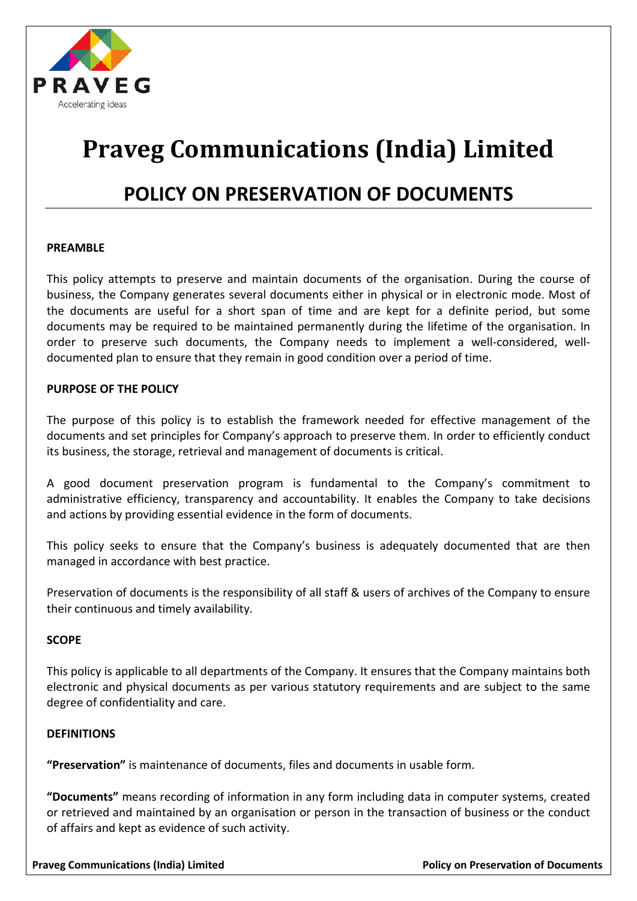# Praveg Communications (India) Limited

## POLICY ON PRESERVATION OF DOCUMENTS

**PREAMBLE**

This policy attempts to preserve and maintain documents of the organisation. During the course of business, the Company generates several documents either in physical or in electronic mode. Most of the documents are useful for a short span of time and are kept for a definite period, but some documents may be required to be maintained permanently during the lifetime of the organisation. In order to preserve such documents, the Company needs to implement a well-considered, well-documented plan to ensure that they remain in good condition over a period of time.

**PURPOSE OF THE POLICY**

The purpose of this policy is to establish the framework needed for effective management of the documents and set principles for Company's approach to preserve them. In order to efficiently conduct its business, the storage, retrieval and management of documents is critical.

A good document preservation program is fundamental to the Company's commitment to administrative efficiency, transparency and accountability. It enables the Company to take decisions and actions by providing essential evidence in the form of documents.

This policy seeks to ensure that the Company's business is adequately documented that are then managed in accordance with best practice.

Preservation of documents is the responsibility of all staff & users of archives of the Company to ensure their continuous and timely availability.

**SCOPE**

This policy is applicable to all departments of the Company. It ensures that the Company maintains both electronic and physical documents as per various statutory requirements and are subject to the same degree of confidentiality and care.

**DEFINITIONS**

**"Preservation"** is maintenance of documents, files and documents in usable form.

**"Documents"** means recording of information in any form including data in computer systems, created or retrieved and maintained by an organisation or person in the transaction of business or the conduct of affairs and kept as evidence of such activity.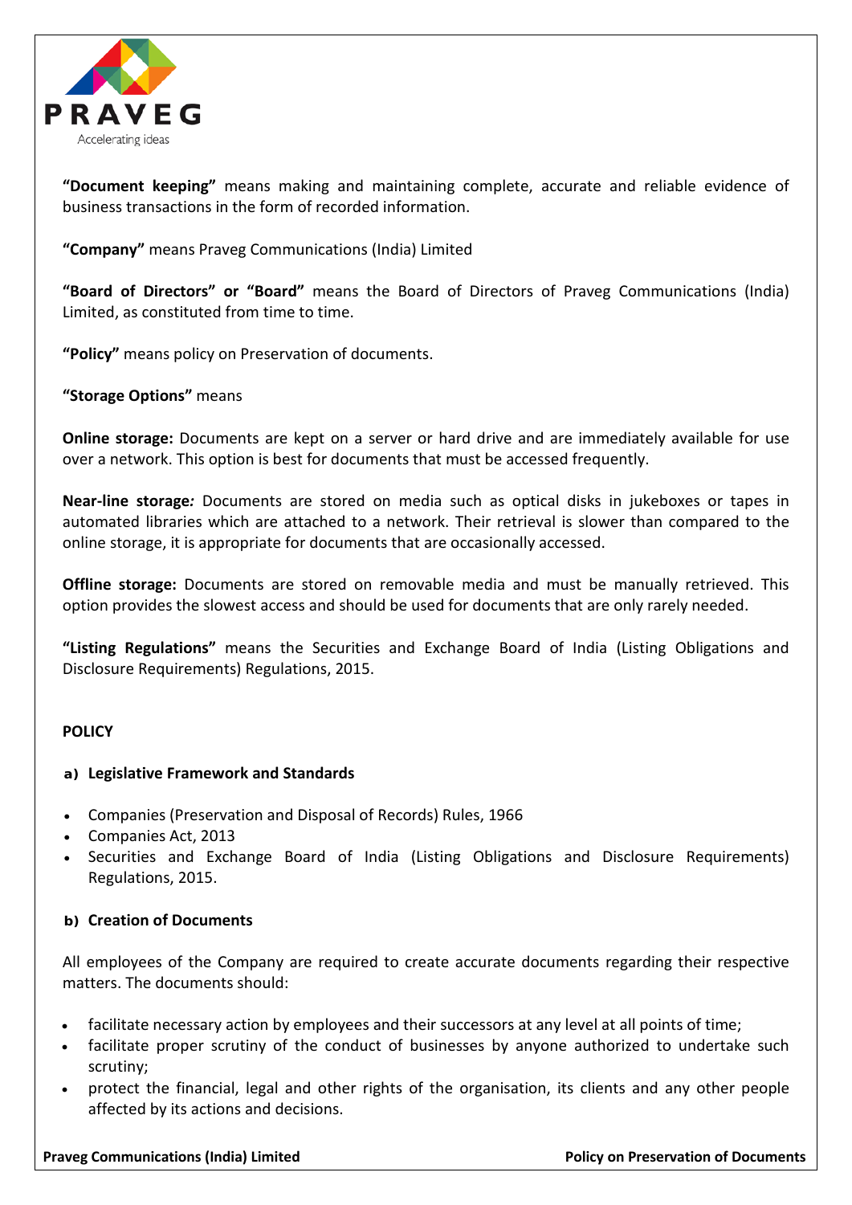**“Document keeping”** means making and maintaining complete, accurate and reliable evidence of business transactions in the form of recorded information.

**“Company”** means Praveg Communications (India) Limited

**“Board of Directors” or “Board”** means the Board of Directors of Praveg Communications (India) Limited, as constituted from time to time.

**“Policy”** means policy on Preservation of documents.

**“Storage Options”** means

**Online storage:** Documents are kept on a server or hard drive and are immediately available for use over a network. This option is best for documents that must be accessed frequently.

**Near-line storage*:*** Documents are stored on media such as optical disks in jukeboxes or tapes in automated libraries which are attached to a network. Their retrieval is slower than compared to the online storage, it is appropriate for documents that are occasionally accessed.

**Offline storage:** Documents are stored on removable media and must be manually retrieved. This option provides the slowest access and should be used for documents that are only rarely needed.

**“Listing Regulations”** means the Securities and Exchange Board of India (Listing Obligations and Disclosure Requirements) Regulations, 2015.

## POLICY

### a) Legislative Framework and Standards

- Companies (Preservation and Disposal of Records) Rules, 1966
- Companies Act, 2013
- Securities and Exchange Board of India (Listing Obligations and Disclosure Requirements) Regulations, 2015.

### b) Creation of Documents

All employees of the Company are required to create accurate documents regarding their respective matters. The documents should:

- facilitate necessary action by employees and their successors at any level at all points of time;
- facilitate proper scrutiny of the conduct of businesses by anyone authorized to undertake such scrutiny;
- protect the financial, legal and other rights of the organisation, its clients and any other people affected by its actions and decisions.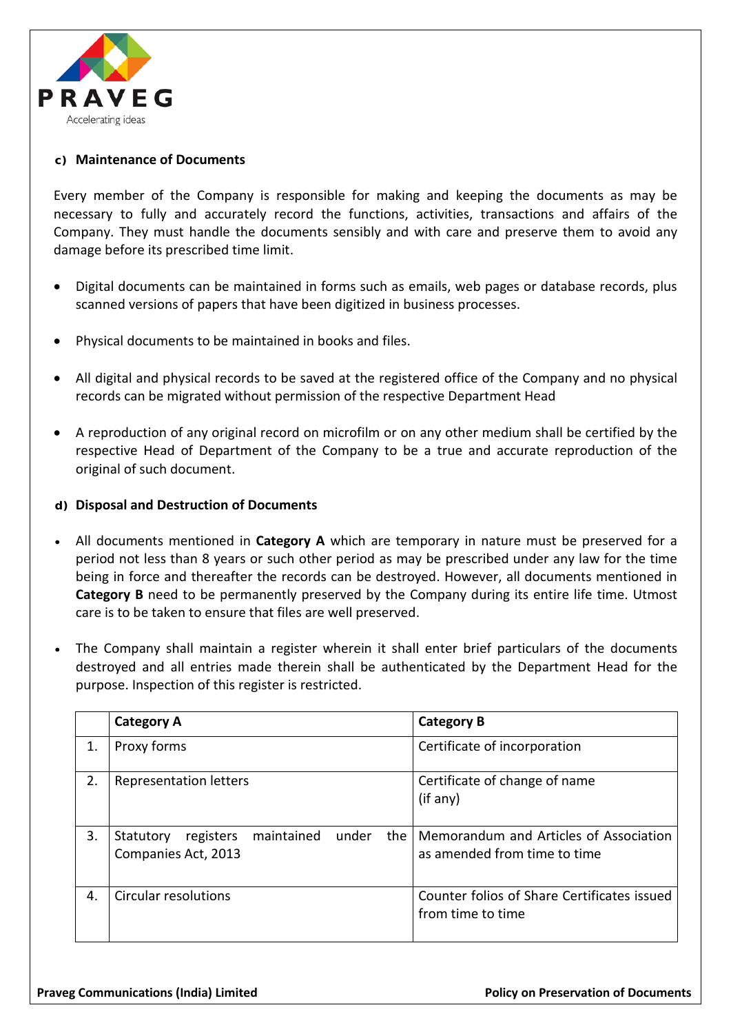### c) Maintenance of Documents

Every member of the Company is responsible for making and keeping the documents as may be necessary to fully and accurately record the functions, activities, transactions and affairs of the Company. They must handle the documents sensibly and with care and preserve them to avoid any damage before its prescribed time limit.

- Digital documents can be maintained in forms such as emails, web pages or database records, plus scanned versions of papers that have been digitized in business processes.
- Physical documents to be maintained in books and files.
- All digital and physical records to be saved at the registered office of the Company and no physical records can be migrated without permission of the respective Department Head
- A reproduction of any original record on microfilm or on any other medium shall be certified by the respective Head of Department of the Company to be a true and accurate reproduction of the original of such document.

### d) Disposal and Destruction of Documents

- All documents mentioned in **Category A** which are temporary in nature must be preserved for a period not less than 8 years or such other period as may be prescribed under any law for the time being in force and thereafter the records can be destroyed. However, all documents mentioned in **Category B** need to be permanently preserved by the Company during its entire life time. Utmost care is to be taken to ensure that files are well preserved.
- The Company shall maintain a register wherein it shall enter brief particulars of the documents destroyed and all entries made therein shall be authenticated by the Department Head for the purpose. Inspection of this register is restricted.

| | Category A | Category B |
|---|---|---|
| 1. | Proxy forms | Certificate of incorporation |
| 2. | Representation letters | Certificate of change of name (if any) |
| 3. | Statutory registers maintained under the Companies Act, 2013 | Memorandum and Articles of Association as amended from time to time |
| 4. | Circular resolutions | Counter folios of Share Certificates issued from time to time |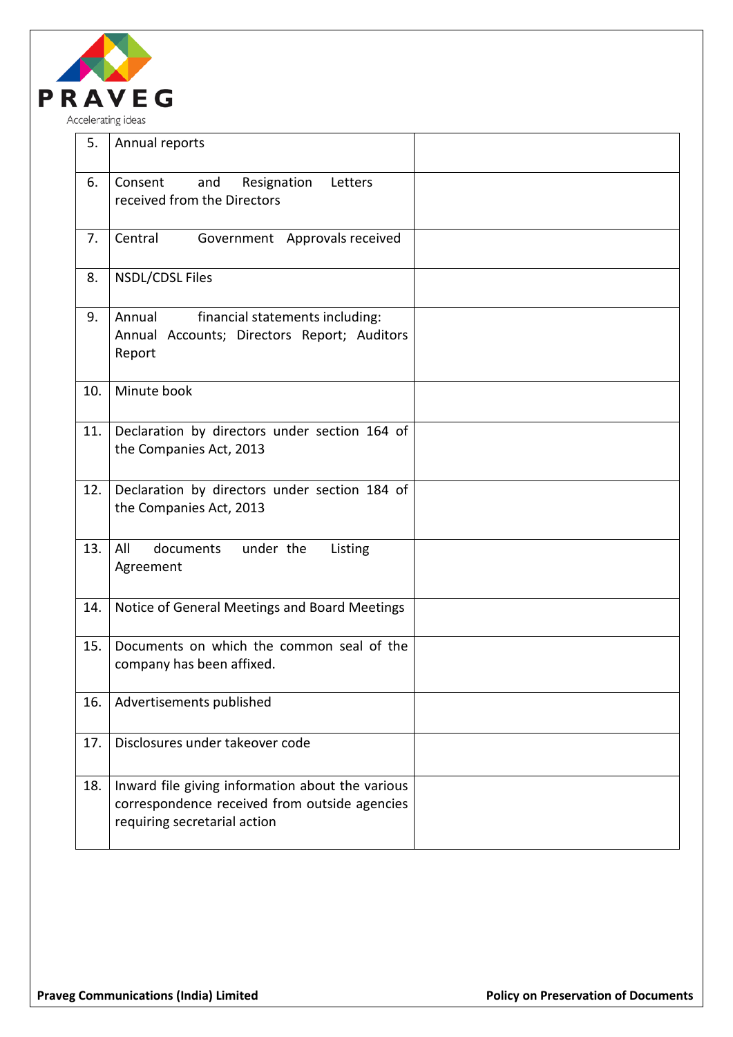| | | |
|---|---|---|
| 5. | Annual reports | |
| 6. | Consent and Resignation Letters received from the Directors | |
| 7. | Central Government Approvals received | |
| 8. | NSDL/CDSL Files | |
| 9. | Annual financial statements including: Annual Accounts; Directors Report; Auditors Report | |
| 10. | Minute book | |
| 11. | Declaration by directors under section 164 of the Companies Act, 2013 | |
| 12. | Declaration by directors under section 184 of the Companies Act, 2013 | |
| 13. | All documents under the Listing Agreement | |
| 14. | Notice of General Meetings and Board Meetings | |
| 15. | Documents on which the common seal of the company has been affixed. | |
| 16. | Advertisements published | |
| 17. | Disclosures under takeover code | |
| 18. | Inward file giving information about the various correspondence received from outside agencies requiring secretarial action | |